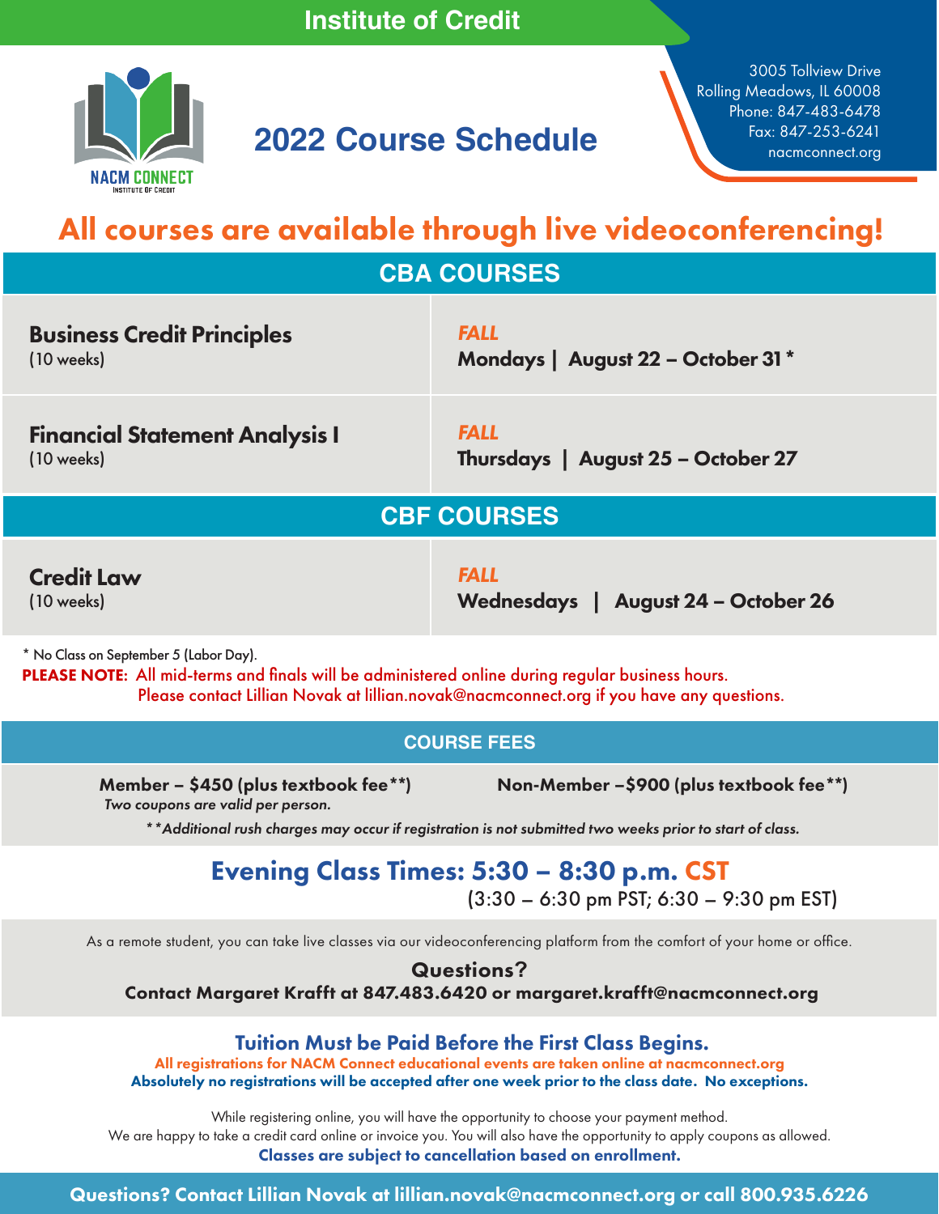Institute of Credit

NACM CONNECT
INSTITUTE OF CREDIT

# 2022 Course Schedule

3005 Tollview Drive
Rolling Meadows, IL 60008
Phone: 847-483-6478
Fax: 847-253-6241
nacmconnect.org

## All courses are available through live videoconferencing!

## CBA COURSES

| Course | Schedule |
|---|---|
| **Business Credit Principles** (10 weeks) | *FALL* **Mondays \| August 22 – October 31 *** |
| **Financial Statement Analysis I** (10 weeks) | *FALL* **Thursdays \| August 25 – October 27** |

## CBF COURSES

| Course | Schedule |
|---|---|
| **Credit Law** (10 weeks) | *FALL* **Wednesdays \| August 24 – October 26** |

* No Class on September 5 (Labor Day).

**PLEASE NOTE:** All mid-terms and finals will be administered online during regular business hours. Please contact Lillian Novak at lillian.novak@nacmconnect.org if you have any questions.

## COURSE FEES

**Member – $450 (plus textbook fee**)**
*Two coupons are valid per person.*

**Non-Member –$900 (plus textbook fee**)**

***Additional rush charges may occur if registration is not submitted two weeks prior to start of class.*

## Evening Class Times: 5:30 – 8:30 p.m. CST

(3:30 – 6:30 pm PST; 6:30 – 9:30 pm EST)

As a remote student, you can take live classes via our videoconferencing platform from the comfort of your home or office.

**Questions?**
**Contact Margaret Krafft at 847.483.6420 or margaret.krafft@nacmconnect.org**

### Tuition Must be Paid Before the First Class Begins.

**All registrations for NACM Connect educational events are taken online at nacmconnect.org**
**Absolutely no registrations will be accepted after one week prior to the class date. No exceptions.**

While registering online, you will have the opportunity to choose your payment method.
We are happy to take a credit card online or invoice you. You will also have the opportunity to apply coupons as allowed.
**Classes are subject to cancellation based on enrollment.**

**Questions? Contact Lillian Novak at lillian.novak@nacmconnect.org or call 800.935.6226**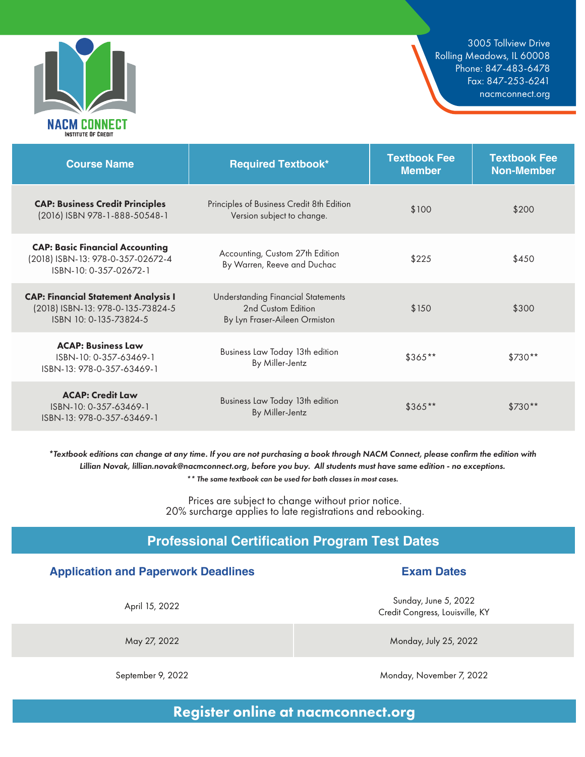NACM CONNECT
Institute of Credit

3005 Tollview Drive
Rolling Meadows, IL 60008
Phone: 847-483-6478
Fax: 847-253-6241
nacmconnect.org

| Course Name | Required Textbook* | Textbook Fee Member | Textbook Fee Non-Member |
|---|---|---|---|
| **CAP: Business Credit Principles** (2016) ISBN 978-1-888-50548-1 | Principles of Business Credit 8th Edition Version subject to change. | $100 | $200 |
| **CAP: Basic Financial Accounting** (2018) ISBN-13: 978-0-357-02672-4 ISBN-10: 0-357-02672-1 | Accounting, Custom 27th Edition By Warren, Reeve and Duchac | $225 | $450 |
| **CAP: Financial Statement Analysis I** (2018) ISBN-13: 978-0-135-73824-5 ISBN 10: 0-135-73824-5 | Understanding Financial Statements 2nd Custom Edition By Lyn Fraser-Aileen Ormiston | $150 | $300 |
| **ACAP: Business Law** ISBN-10: 0-357-63469-1 ISBN-13: 978-0-357-63469-1 | Business Law Today 13th edition By Miller-Jentz | $365** | $730** |
| **ACAP: Credit Law** ISBN-10: 0-357-63469-1 ISBN-13: 978-0-357-63469-1 | Business Law Today 13th edition By Miller-Jentz | $365** | $730** |

*\*Textbook editions can change at any time. If you are not purchasing a book through NACM Connect, please confirm the edition with Lillian Novak, lillian.novak@nacmconnect.org, before you buy. All students must have same edition - no exceptions.*

*\*\* The same textbook can be used for both classes in most cases.*

Prices are subject to change without prior notice.
20% surcharge applies to late registrations and rebooking.

## Professional Certification Program Test Dates

| Application and Paperwork Deadlines | Exam Dates |
|---|---|
| April 15, 2022 | Sunday, June 5, 2022 Credit Congress, Louisville, KY |
| May 27, 2022 | Monday, July 25, 2022 |
| September 9, 2022 | Monday, November 7, 2022 |

## Register online at nacmconnect.org